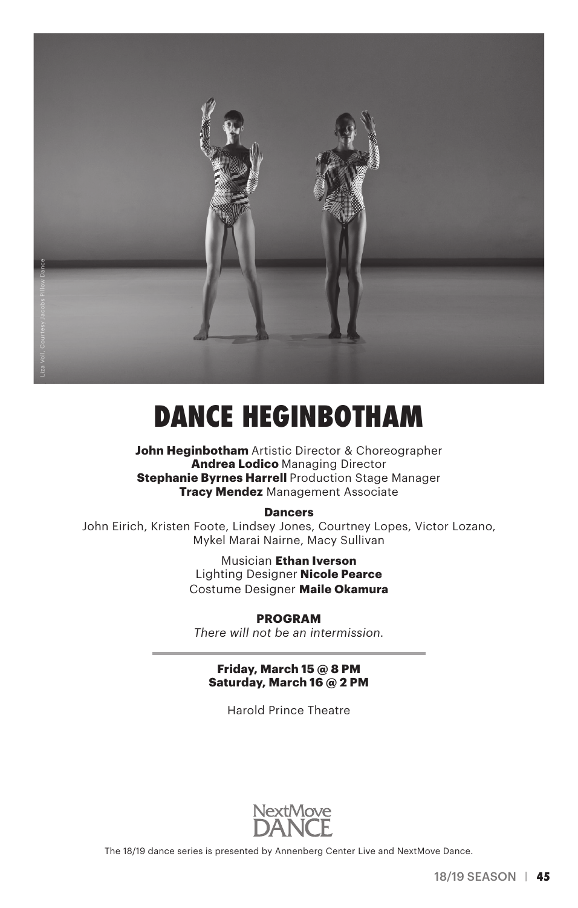Liza Voll, Courtesy Jacobs Pillow Dance

# DANCE HEGINBOTHAM

**John Heginbotham** Artistic Director & Choreographer
**Andrea Lodico** Managing Director
**Stephanie Byrnes Harrell** Production Stage Manager
**Tracy Mendez** Management Associate

**Dancers**
John Eirich, Kristen Foote, Lindsey Jones, Courtney Lopes, Victor Lozano, Mykel Marai Nairne, Macy Sullivan

Musician **Ethan Iverson**
Lighting Designer **Nicole Pearce**
Costume Designer **Maile Okamura**

**PROGRAM**
*There will not be an intermission.*

**Friday, March 15 @ 8 PM**
**Saturday, March 16 @ 2 PM**

Harold Prince Theatre

NextMove DANCE

The 18/19 dance series is presented by Annenberg Center Live and NextMove Dance.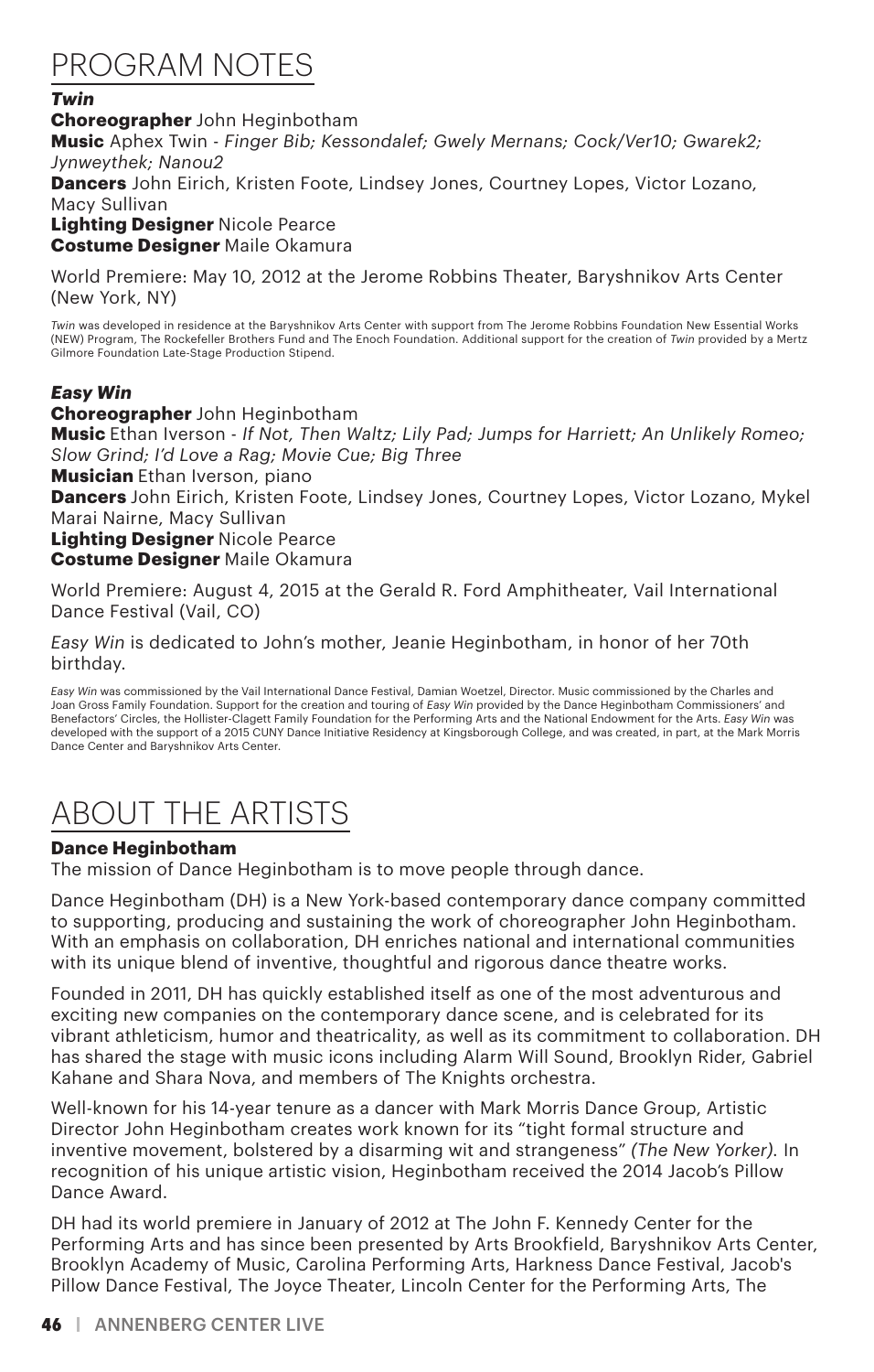# PROGRAM NOTES

***Twin***

**Choreographer** John Heginbotham
**Music** Aphex Twin - *Finger Bib; Kessondalef; Gwely Mernans; Cock/Ver10; Gwarek2; Jynweythek; Nanou2*
**Dancers** John Eirich, Kristen Foote, Lindsey Jones, Courtney Lopes, Victor Lozano, Macy Sullivan
**Lighting Designer** Nicole Pearce
**Costume Designer** Maile Okamura

World Premiere: May 10, 2012 at the Jerome Robbins Theater, Baryshnikov Arts Center (New York, NY)

*Twin* was developed in residence at the Baryshnikov Arts Center with support from The Jerome Robbins Foundation New Essential Works (NEW) Program, The Rockefeller Brothers Fund and The Enoch Foundation. Additional support for the creation of *Twin* provided by a Mertz Gilmore Foundation Late-Stage Production Stipend.

***Easy Win***

**Choreographer** John Heginbotham
**Music** Ethan Iverson - *If Not, Then Waltz; Lily Pad; Jumps for Harriett; An Unlikely Romeo; Slow Grind; I'd Love a Rag; Movie Cue; Big Three*
**Musician** Ethan Iverson, piano
**Dancers** John Eirich, Kristen Foote, Lindsey Jones, Courtney Lopes, Victor Lozano, Mykel Marai Nairne, Macy Sullivan
**Lighting Designer** Nicole Pearce
**Costume Designer** Maile Okamura

World Premiere: August 4, 2015 at the Gerald R. Ford Amphitheater, Vail International Dance Festival (Vail, CO)

*Easy Win* is dedicated to John's mother, Jeanie Heginbotham, in honor of her 70th birthday.

*Easy Win* was commissioned by the Vail International Dance Festival, Damian Woetzel, Director. Music commissioned by the Charles and Joan Gross Family Foundation. Support for the creation and touring of *Easy Win* provided by the Dance Heginbotham Commissioners' and Benefactors' Circles, the Hollister-Clagett Family Foundation for the Performing Arts and the National Endowment for the Arts. *Easy Win* was developed with the support of a 2015 CUNY Dance Initiative Residency at Kingsborough College, and was created, in part, at the Mark Morris Dance Center and Baryshnikov Arts Center.

# ABOUT THE ARTISTS

**Dance Heginbotham**

The mission of Dance Heginbotham is to move people through dance.

Dance Heginbotham (DH) is a New York-based contemporary dance company committed to supporting, producing and sustaining the work of choreographer John Heginbotham. With an emphasis on collaboration, DH enriches national and international communities with its unique blend of inventive, thoughtful and rigorous dance theatre works.

Founded in 2011, DH has quickly established itself as one of the most adventurous and exciting new companies on the contemporary dance scene, and is celebrated for its vibrant athleticism, humor and theatricality, as well as its commitment to collaboration. DH has shared the stage with music icons including Alarm Will Sound, Brooklyn Rider, Gabriel Kahane and Shara Nova, and members of The Knights orchestra.

Well-known for his 14-year tenure as a dancer with Mark Morris Dance Group, Artistic Director John Heginbotham creates work known for its "tight formal structure and inventive movement, bolstered by a disarming wit and strangeness" *(The New Yorker)*. In recognition of his unique artistic vision, Heginbotham received the 2014 Jacob's Pillow Dance Award.

DH had its world premiere in January of 2012 at The John F. Kennedy Center for the Performing Arts and has since been presented by Arts Brookfield, Baryshnikov Arts Center, Brooklyn Academy of Music, Carolina Performing Arts, Harkness Dance Festival, Jacob's Pillow Dance Festival, The Joyce Theater, Lincoln Center for the Performing Arts, The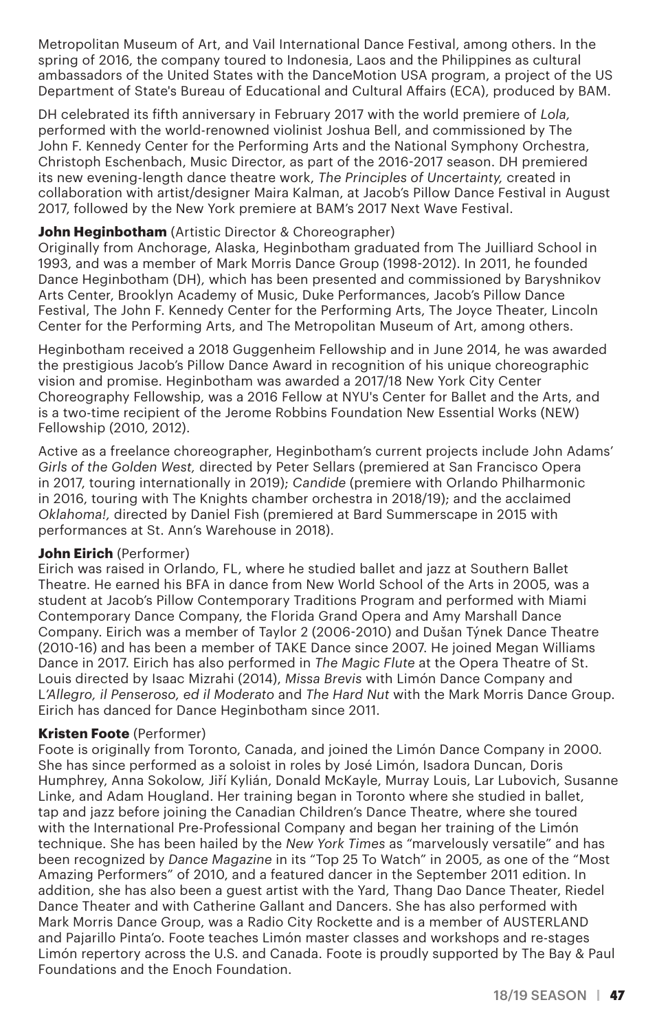Metropolitan Museum of Art, and Vail International Dance Festival, among others. In the spring of 2016, the company toured to Indonesia, Laos and the Philippines as cultural ambassadors of the United States with the DanceMotion USA program, a project of the US Department of State's Bureau of Educational and Cultural Affairs (ECA), produced by BAM.

DH celebrated its fifth anniversary in February 2017 with the world premiere of *Lola*, performed with the world-renowned violinist Joshua Bell, and commissioned by The John F. Kennedy Center for the Performing Arts and the National Symphony Orchestra, Christoph Eschenbach, Music Director, as part of the 2016-2017 season. DH premiered its new evening-length dance theatre work, *The Principles of Uncertainty*, created in collaboration with artist/designer Maira Kalman, at Jacob's Pillow Dance Festival in August 2017, followed by the New York premiere at BAM's 2017 Next Wave Festival.

**John Heginbotham** (Artistic Director & Choreographer)
Originally from Anchorage, Alaska, Heginbotham graduated from The Juilliard School in 1993, and was a member of Mark Morris Dance Group (1998-2012). In 2011, he founded Dance Heginbotham (DH), which has been presented and commissioned by Baryshnikov Arts Center, Brooklyn Academy of Music, Duke Performances, Jacob's Pillow Dance Festival, The John F. Kennedy Center for the Performing Arts, The Joyce Theater, Lincoln Center for the Performing Arts, and The Metropolitan Museum of Art, among others.

Heginbotham received a 2018 Guggenheim Fellowship and in June 2014, he was awarded the prestigious Jacob's Pillow Dance Award in recognition of his unique choreographic vision and promise. Heginbotham was awarded a 2017/18 New York City Center Choreography Fellowship, was a 2016 Fellow at NYU's Center for Ballet and the Arts, and is a two-time recipient of the Jerome Robbins Foundation New Essential Works (NEW) Fellowship (2010, 2012).

Active as a freelance choreographer, Heginbotham's current projects include John Adams' *Girls of the Golden West*, directed by Peter Sellars (premiered at San Francisco Opera in 2017, touring internationally in 2019); *Candide* (premiere with Orlando Philharmonic in 2016, touring with The Knights chamber orchestra in 2018/19); and the acclaimed *Oklahoma!*, directed by Daniel Fish (premiered at Bard Summerscape in 2015 with performances at St. Ann's Warehouse in 2018).

**John Eirich** (Performer)
Eirich was raised in Orlando, FL, where he studied ballet and jazz at Southern Ballet Theatre. He earned his BFA in dance from New World School of the Arts in 2005, was a student at Jacob's Pillow Contemporary Traditions Program and performed with Miami Contemporary Dance Company, the Florida Grand Opera and Amy Marshall Dance Company. Eirich was a member of Taylor 2 (2006-2010) and Dušan Týnek Dance Theatre (2010-16) and has been a member of TAKE Dance since 2007. He joined Megan Williams Dance in 2017. Eirich has also performed in *The Magic Flute* at the Opera Theatre of St. Louis directed by Isaac Mizrahi (2014), *Missa Brevis* with Limón Dance Company and *L'Allegro, il Penseroso, ed il Moderato* and *The Hard Nut* with the Mark Morris Dance Group. Eirich has danced for Dance Heginbotham since 2011.

**Kristen Foote** (Performer)
Foote is originally from Toronto, Canada, and joined the Limón Dance Company in 2000. She has since performed as a soloist in roles by José Limón, Isadora Duncan, Doris Humphrey, Anna Sokolow, Jiří Kylián, Donald McKayle, Murray Louis, Lar Lubovich, Susanne Linke, and Adam Hougland. Her training began in Toronto where she studied in ballet, tap and jazz before joining the Canadian Children's Dance Theatre, where she toured with the International Pre-Professional Company and began her training of the Limón technique. She has been hailed by the *New York Times* as "marvelously versatile" and has been recognized by *Dance Magazine* in its "Top 25 To Watch" in 2005, as one of the "Most Amazing Performers" of 2010, and a featured dancer in the September 2011 edition. In addition, she has also been a guest artist with the Yard, Thang Dao Dance Theater, Riedel Dance Theater and with Catherine Gallant and Dancers. She has also performed with Mark Morris Dance Group, was a Radio City Rockette and is a member of AUSTERLAND and Pajarillo Pinta'o. Foote teaches Limón master classes and workshops and re-stages Limón repertory across the U.S. and Canada. Foote is proudly supported by The Bay & Paul Foundations and the Enoch Foundation.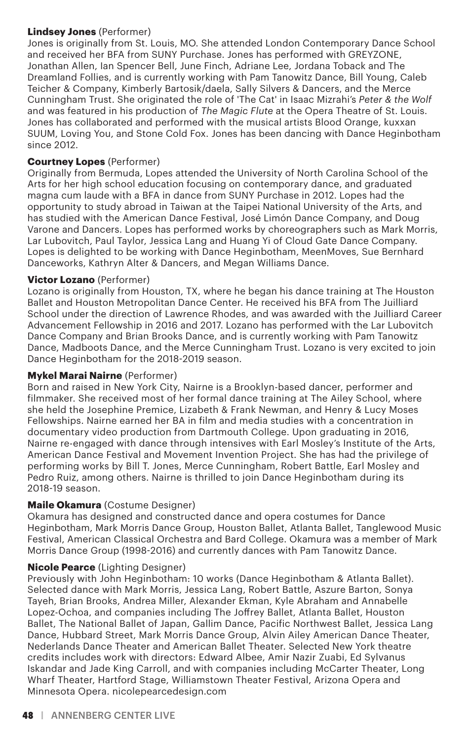**Lindsey Jones** (Performer)
Jones is originally from St. Louis, MO. She attended London Contemporary Dance School and received her BFA from SUNY Purchase. Jones has performed with GREYZONE, Jonathan Allen, Ian Spencer Bell, June Finch, Adriane Lee, Jordana Toback and The Dreamland Follies, and is currently working with Pam Tanowitz Dance, Bill Young, Caleb Teicher & Company, Kimberly Bartosik/daela, Sally Silvers & Dancers, and the Merce Cunningham Trust. She originated the role of 'The Cat' in Isaac Mizrahi's *Peter & the Wolf* and was featured in his production of *The Magic Flute* at the Opera Theatre of St. Louis. Jones has collaborated and performed with the musical artists Blood Orange, kuxxan SUUM, Loving You, and Stone Cold Fox. Jones has been dancing with Dance Heginbotham since 2012.

**Courtney Lopes** (Performer)
Originally from Bermuda, Lopes attended the University of North Carolina School of the Arts for her high school education focusing on contemporary dance, and graduated magna cum laude with a BFA in dance from SUNY Purchase in 2012. Lopes had the opportunity to study abroad in Taiwan at the Taipei National University of the Arts, and has studied with the American Dance Festival, José Limón Dance Company, and Doug Varone and Dancers. Lopes has performed works by choreographers such as Mark Morris, Lar Lubovitch, Paul Taylor, Jessica Lang and Huang Yi of Cloud Gate Dance Company. Lopes is delighted to be working with Dance Heginbotham, MeenMoves, Sue Bernhard Danceworks, Kathryn Alter & Dancers, and Megan Williams Dance.

**Victor Lozano** (Performer)
Lozano is originally from Houston, TX, where he began his dance training at The Houston Ballet and Houston Metropolitan Dance Center. He received his BFA from The Juilliard School under the direction of Lawrence Rhodes, and was awarded with the Juilliard Career Advancement Fellowship in 2016 and 2017. Lozano has performed with the Lar Lubovitch Dance Company and Brian Brooks Dance, and is currently working with Pam Tanowitz Dance, Madboots Dance, and the Merce Cunningham Trust. Lozano is very excited to join Dance Heginbotham for the 2018-2019 season.

**Mykel Marai Nairne** (Performer)
Born and raised in New York City, Nairne is a Brooklyn-based dancer, performer and filmmaker. She received most of her formal dance training at The Ailey School, where she held the Josephine Premice, Lizabeth & Frank Newman, and Henry & Lucy Moses Fellowships. Nairne earned her BA in film and media studies with a concentration in documentary video production from Dartmouth College. Upon graduating in 2016, Nairne re-engaged with dance through intensives with Earl Mosley's Institute of the Arts, American Dance Festival and Movement Invention Project. She has had the privilege of performing works by Bill T. Jones, Merce Cunningham, Robert Battle, Earl Mosley and Pedro Ruiz, among others. Nairne is thrilled to join Dance Heginbotham during its 2018-19 season.

**Maile Okamura** (Costume Designer)
Okamura has designed and constructed dance and opera costumes for Dance Heginbotham, Mark Morris Dance Group, Houston Ballet, Atlanta Ballet, Tanglewood Music Festival, American Classical Orchestra and Bard College. Okamura was a member of Mark Morris Dance Group (1998-2016) and currently dances with Pam Tanowitz Dance.

**Nicole Pearce** (Lighting Designer)
Previously with John Heginbotham: 10 works (Dance Heginbotham & Atlanta Ballet). Selected dance with Mark Morris, Jessica Lang, Robert Battle, Aszure Barton, Sonya Tayeh, Brian Brooks, Andrea Miller, Alexander Ekman, Kyle Abraham and Annabelle Lopez-Ochoa, and companies including The Joffrey Ballet, Atlanta Ballet, Houston Ballet, The National Ballet of Japan, Gallim Dance, Pacific Northwest Ballet, Jessica Lang Dance, Hubbard Street, Mark Morris Dance Group, Alvin Ailey American Dance Theater, Nederlands Dance Theater and American Ballet Theater. Selected New York theatre credits includes work with directors: Edward Albee, Amir Nazir Zuabi, Ed Sylvanus Iskandar and Jade King Carroll, and with companies including McCarter Theater, Long Wharf Theater, Hartford Stage, Williamstown Theater Festival, Arizona Opera and Minnesota Opera. nicolepearcedesign.com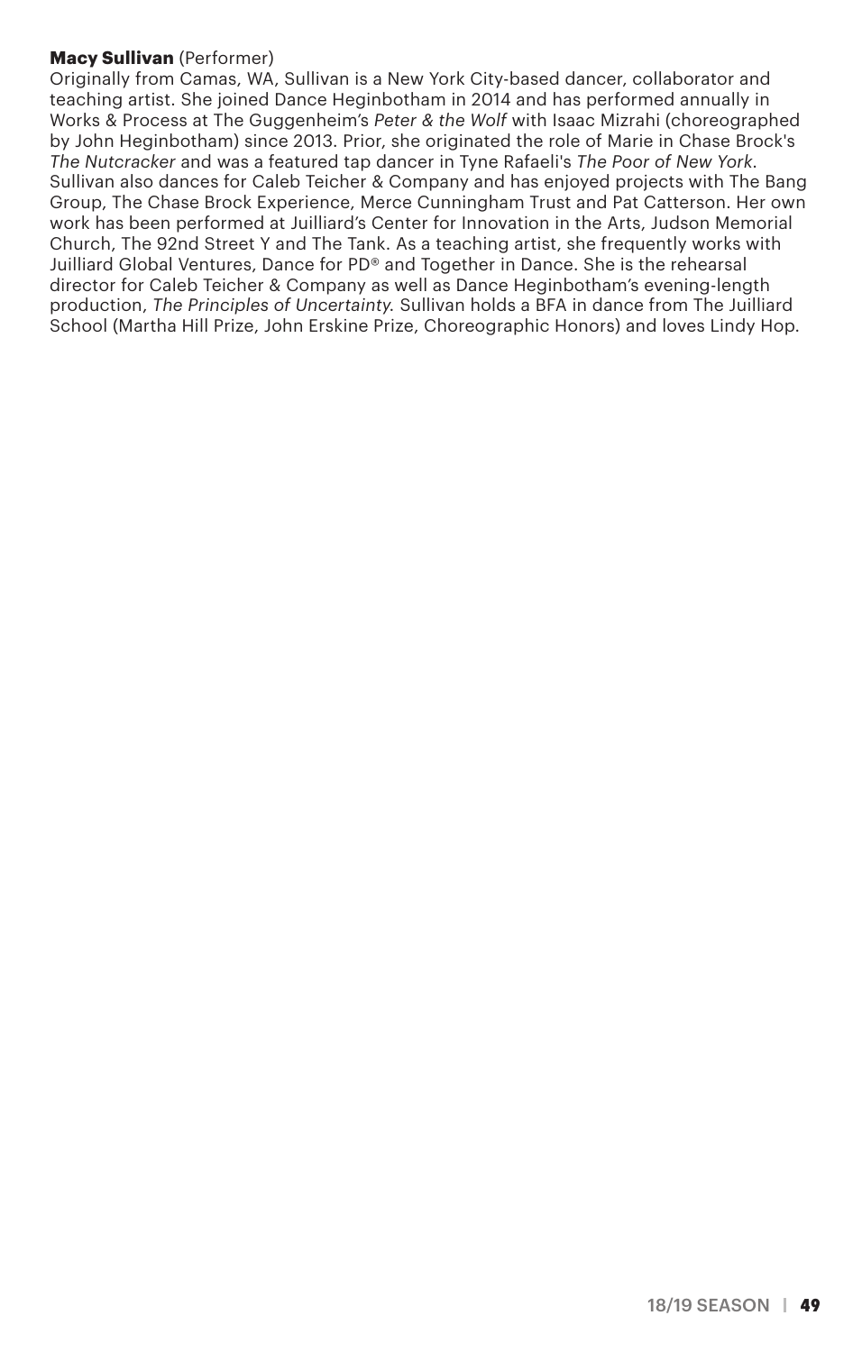**Macy Sullivan** (Performer)
Originally from Camas, WA, Sullivan is a New York City-based dancer, collaborator and teaching artist. She joined Dance Heginbotham in 2014 and has performed annually in Works & Process at The Guggenheim's *Peter & the Wolf* with Isaac Mizrahi (choreographed by John Heginbotham) since 2013. Prior, she originated the role of Marie in Chase Brock's *The Nutcracker* and was a featured tap dancer in Tyne Rafaeli's *The Poor of New York*. Sullivan also dances for Caleb Teicher & Company and has enjoyed projects with The Bang Group, The Chase Brock Experience, Merce Cunningham Trust and Pat Catterson. Her own work has been performed at Juilliard's Center for Innovation in the Arts, Judson Memorial Church, The 92nd Street Y and The Tank. As a teaching artist, she frequently works with Juilliard Global Ventures, Dance for PD® and Together in Dance. She is the rehearsal director for Caleb Teicher & Company as well as Dance Heginbotham's evening-length production, *The Principles of Uncertainty*. Sullivan holds a BFA in dance from The Juilliard School (Martha Hill Prize, John Erskine Prize, Choreographic Honors) and loves Lindy Hop.